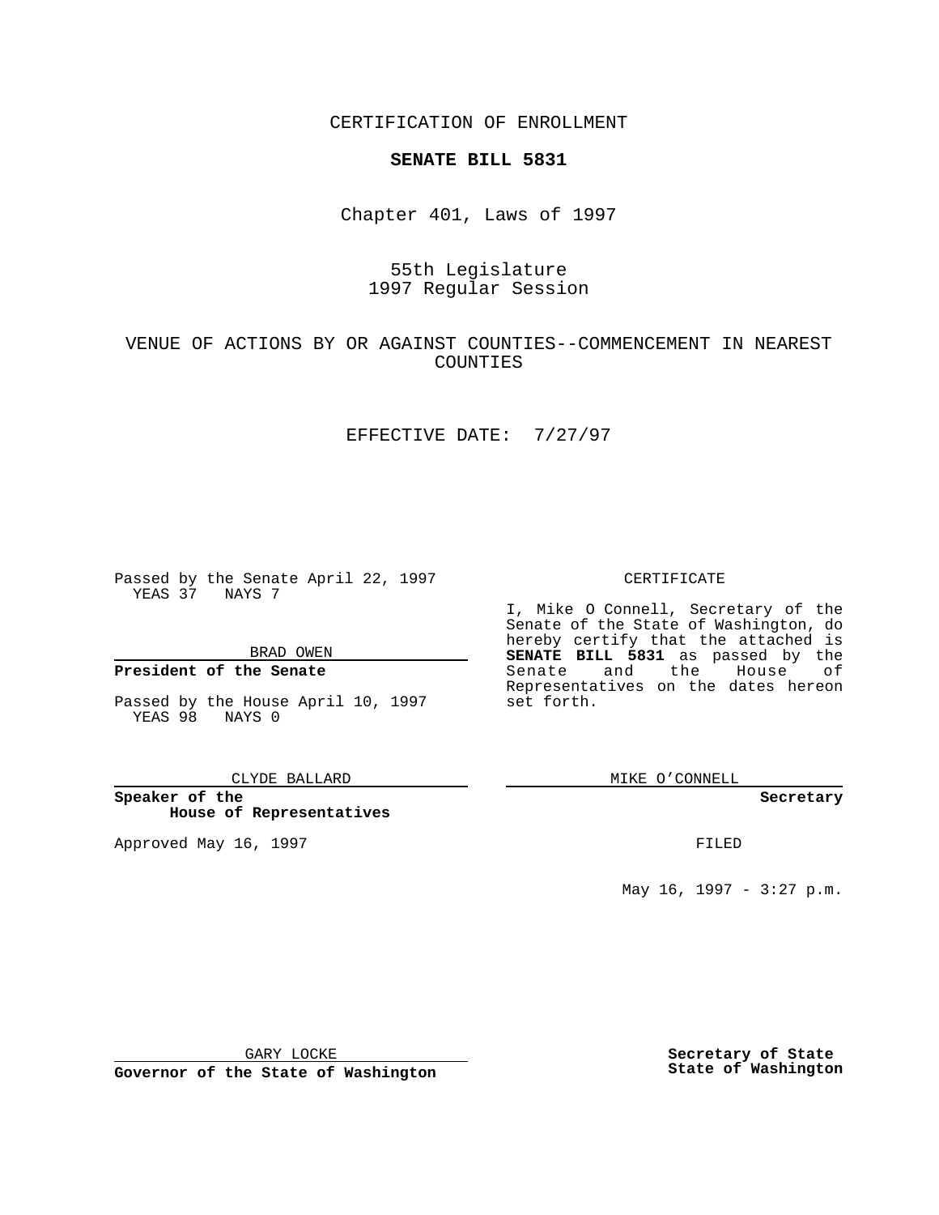CERTIFICATION OF ENROLLMENT

**SENATE BILL 5831**

Chapter 401, Laws of 1997

55th Legislature
1997 Regular Session

VENUE OF ACTIONS BY OR AGAINST COUNTIES--COMMENCEMENT IN NEAREST COUNTIES

EFFECTIVE DATE: 7/27/97

Passed by the Senate April 22, 1997
YEAS 37 NAYS 7

BRAD OWEN

**President of the Senate**

Passed by the House April 10, 1997
YEAS 98 NAYS 0

CLYDE BALLARD

**Speaker of the House of Representatives**

Approved May 16, 1997

GARY LOCKE

**Governor of the State of Washington**

CERTIFICATE

I, Mike O Connell, Secretary of the Senate of the State of Washington, do hereby certify that the attached is **SENATE BILL 5831** as passed by the Senate and the House of Representatives on the dates hereon set forth.

MIKE O'CONNELL

**Secretary**

FILED

May 16, 1997 - 3:27 p.m.

**Secretary of State**
**State of Washington**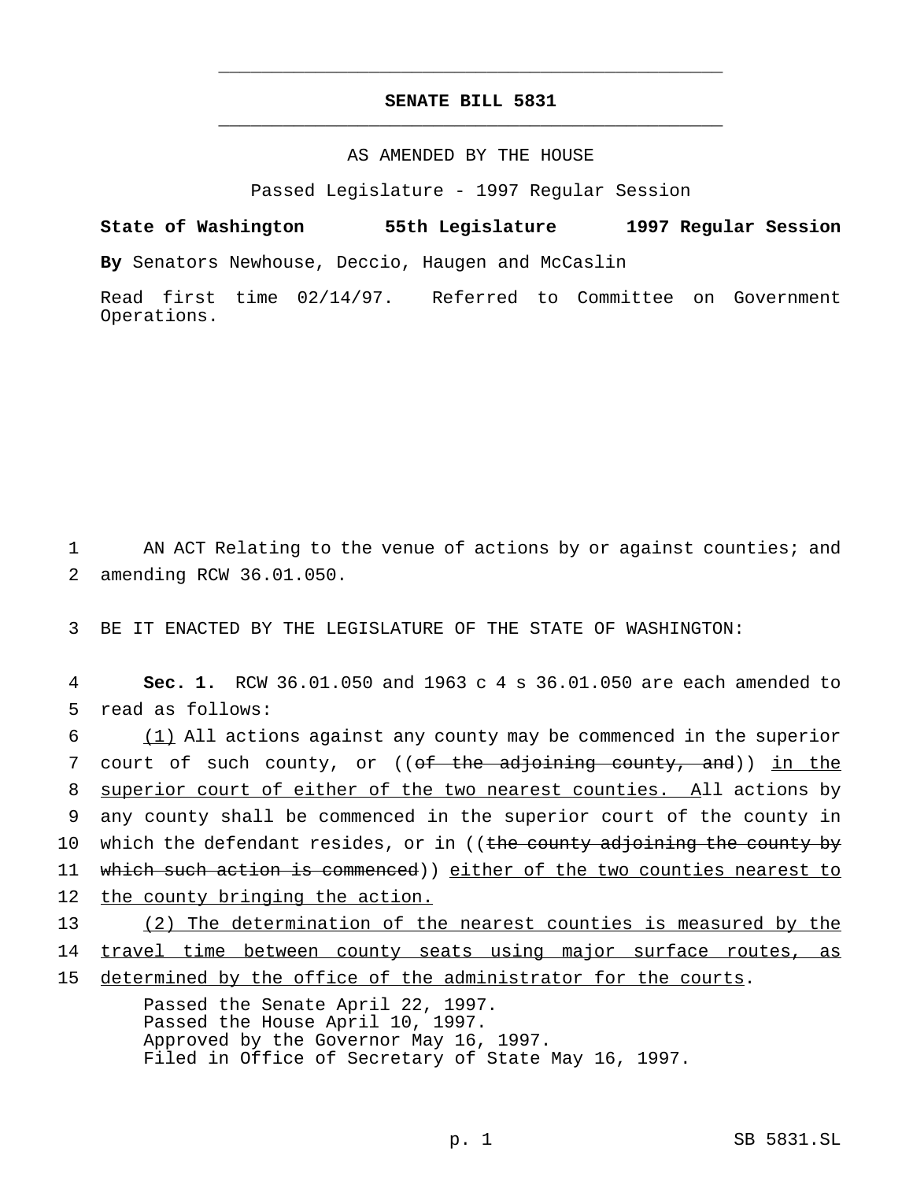# SENATE BILL 5831

AS AMENDED BY THE HOUSE

Passed Legislature - 1997 Regular Session

**State of Washington 55th Legislature 1997 Regular Session**

**By** Senators Newhouse, Deccio, Haugen and McCaslin

Read first time 02/14/97. Referred to Committee on Government Operations.

AN ACT Relating to the venue of actions by or against counties; and amending RCW 36.01.050.

BE IT ENACTED BY THE LEGISLATURE OF THE STATE OF WASHINGTON:

**Sec. 1.** RCW 36.01.050 and 1963 c 4 s 36.01.050 are each amended to read as follows:

<u>(1)</u> All actions against any county may be commenced in the superior court of such county, or ((~~of the adjoining county, and~~)) <u>in the superior court of either of the two nearest counties. A</u>ll actions by any county shall be commenced in the superior court of the county in which the defendant resides, or in ((~~the county adjoining the county by which such action is commenced~~)) <u>either of the two counties nearest to the county bringing the action.</u>

<u>(2) The determination of the nearest counties is measured by the travel time between county seats using major surface routes, as determined by the office of the administrator for the courts</u>.

Passed the Senate April 22, 1997.
Passed the House April 10, 1997.
Approved by the Governor May 16, 1997.
Filed in Office of Secretary of State May 16, 1997.